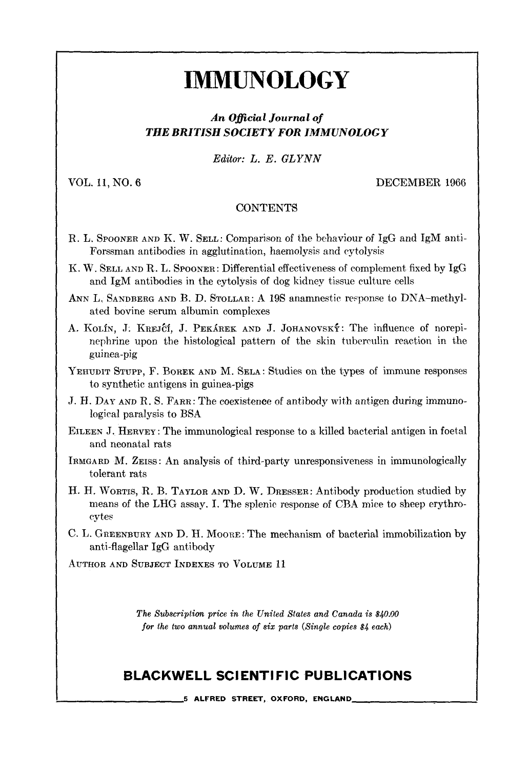# IMMUNOLOGY

*An Official Journal of*
*THE BRITISH SOCIETY FOR IMMUNOLOGY*

*Editor: L. E. GLYNN*

VOL. 11, NO. 6 DECEMBER 1966

## CONTENTS

R. L. SPOONER AND K. W. SELL: Comparison of the behaviour of IgG and IgM anti-Forssman antibodies in agglutination, haemolysis and cytolysis

K. W. SELL AND R. L. SPOONER: Differential effectiveness of complement fixed by IgG and IgM antibodies in the cytolysis of dog kidney tissue culture cells

ANN L. SANDBERG AND B. D. STOLLAR: A 19S anamnestic response to DNA-methylated bovine serum albumin complexes

A. KOLÍN, J. KREJČÍ, J. PEKÁREK AND J. JOHANOVSKÝ: The influence of norepinephrine upon the histological pattern of the skin tuberculin reaction in the guinea-pig

YEHUDIT STUPP, F. BOREK AND M. SELA: Studies on the types of immune responses to synthetic antigens in guinea-pigs

J. H. DAY AND R. S. FARR: The coexistence of antibody with antigen during immunological paralysis to BSA

EILEEN J. HERVEY: The immunological response to a killed bacterial antigen in foetal and neonatal rats

IRMGARD M. ZEISS: An analysis of third-party unresponsiveness in immunologically tolerant rats

H. H. WORTIS, R. B. TAYLOR AND D. W. DRESSER: Antibody production studied by means of the LHG assay. I. The splenic response of CBA mice to sheep erythrocytes

C. L. GREENBURY AND D. H. MOORE: The mechanism of bacterial immobilization by anti-flagellar IgG antibody

AUTHOR AND SUBJECT INDEXES TO VOLUME 11

*The Subscription price in the United States and Canada is $40.00 for the two annual volumes of six parts (Single copies $4 each)*

**BLACKWELL SCIENTIFIC PUBLICATIONS**

5 ALFRED STREET, OXFORD, ENGLAND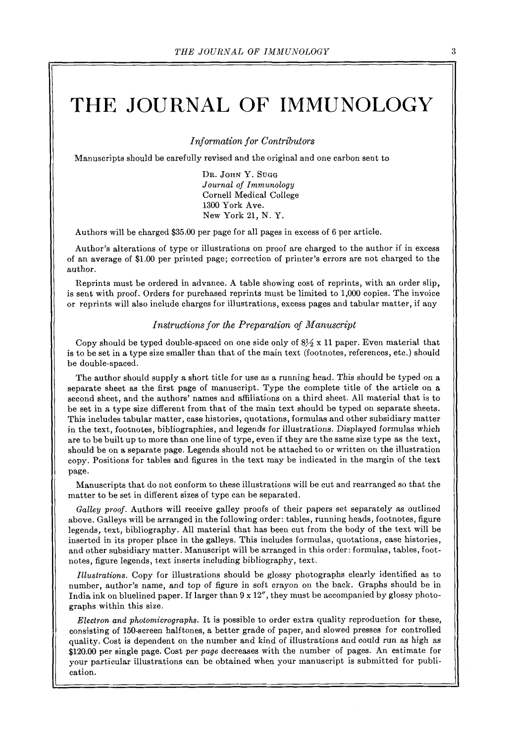# THE JOURNAL OF IMMUNOLOGY

*Information for Contributors*

Manuscripts should be carefully revised and the original and one carbon sent to

DR. JOHN Y. SUGG
*Journal of Immunology*
Cornell Medical College
1300 York Ave.
New York 21, N. Y.

Authors will be charged $35.00 per page for all pages in excess of 6 per article.

Author's alterations of type or illustrations on proof are charged to the author if in excess of an average of $1.00 per printed page; correction of printer's errors are not charged to the author.

Reprints must be ordered in advance. A table showing cost of reprints, with an order slip, is sent with proof. Orders for purchased reprints must be limited to 1,000 copies. The invoice or reprints will also include charges for illustrations, excess pages and tabular matter, if any

*Instructions for the Preparation of Manuscript*

Copy should be typed double-spaced on one side only of 8½ x 11 paper. Even material that is to be set in a type size smaller than that of the main text (footnotes, references, etc.) should be double-spaced.

The author should supply a short title for use as a running head. This should be typed on a separate sheet as the first page of manuscript. Type the complete title of the article on a second sheet, and the authors' names and affiliations on a third sheet. All material that is to be set in a type size different from that of the main text should be typed on separate sheets. This includes tabular matter, case histories, quotations, formulas and other subsidiary matter in the text, footnotes, bibliographies, and legends for illustrations. Displayed formulas which are to be built up to more than one line of type, even if they are the same size type as the text, should be on a separate page. Legends should not be attached to or written on the illustration copy. Positions for tables and figures in the text may be indicated in the margin of the text page.

Manuscripts that do not conform to these illustrations will be cut and rearranged so that the matter to be set in different sizes of type can be separated.

*Galley proof.* Authors will receive galley proofs of their papers set separately as outlined above. Galleys will be arranged in the following order: tables, running heads, footnotes, figure legends, text, bibliography. All material that has been cut from the body of the text will be inserted in its proper place in the galleys. This includes formulas, quotations, case histories, and other subsidiary matter. Manuscript will be arranged in this order: formulas, tables, footnotes, figure legends, text inserts including bibliography, text.

*Illustrations.* Copy for illustrations should be glossy photographs clearly identified as to number, author's name, and top of figure in soft crayon on the back. Graphs should be in India ink on bluelined paper. If larger than 9 x 12″, they must be accompanied by glossy photographs within this size.

*Electron and photomicrographs.* It is possible to order extra quality reproduction for these, consisting of 150-screen halftones, a better grade of paper, and slowed presses for controlled quality. Cost is dependent on the number and kind of illustrations and could run as high as $120.00 per single page. Cost *per page* decreases with the number of pages. An estimate for your particular illustrations can be obtained when your manuscript is submitted for publication.